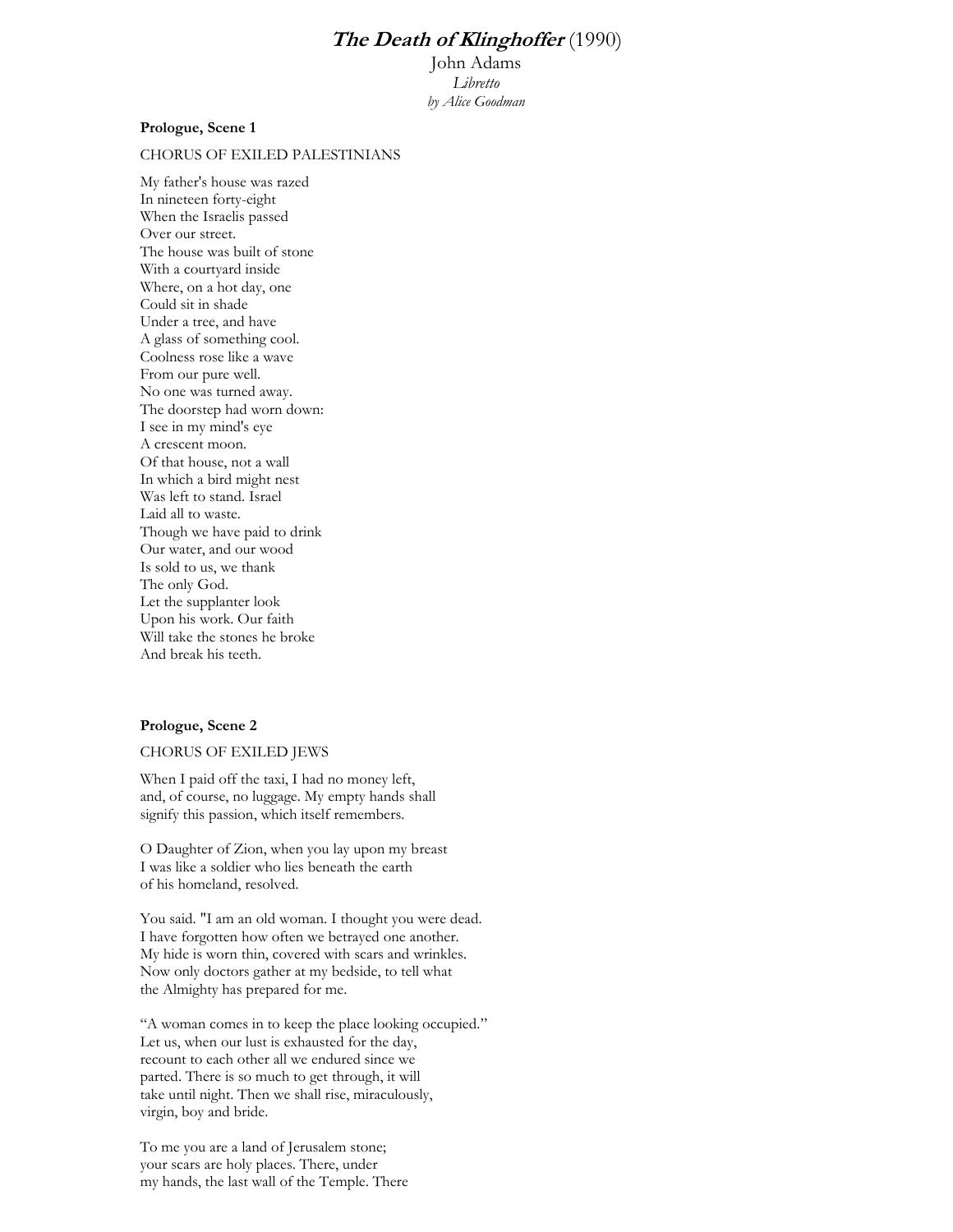# *The Death of Klinghoffer* (1990)

John Adams
*Libretto*
*by Alice Goodman*

**Prologue, Scene 1**

CHORUS OF EXILED PALESTINIANS

My father's house was razed
In nineteen forty-eight
When the Israelis passed
Over our street.
The house was built of stone
With a courtyard inside
Where, on a hot day, one
Could sit in shade
Under a tree, and have
A glass of something cool.
Coolness rose like a wave
From our pure well.
No one was turned away.
The doorstep had worn down:
I see in my mind's eye
A crescent moon.
Of that house, not a wall
In which a bird might nest
Was left to stand. Israel
Laid all to waste.
Though we have paid to drink
Our water, and our wood
Is sold to us, we thank
The only God.
Let the supplanter look
Upon his work. Our faith
Will take the stones he broke
And break his teeth.

**Prologue, Scene 2**

CHORUS OF EXILED JEWS

When I paid off the taxi, I had no money left,
and, of course, no luggage. My empty hands shall
signify this passion, which itself remembers.

O Daughter of Zion, when you lay upon my breast
I was like a soldier who lies beneath the earth
of his homeland, resolved.

You said. "I am an old woman. I thought you were dead.
I have forgotten how often we betrayed one another.
My hide is worn thin, covered with scars and wrinkles.
Now only doctors gather at my bedside, to tell what
the Almighty has prepared for me.

"A woman comes in to keep the place looking occupied."
Let us, when our lust is exhausted for the day,
recount to each other all we endured since we
parted. There is so much to get through, it will
take until night. Then we shall rise, miraculously,
virgin, boy and bride.

To me you are a land of Jerusalem stone;
your scars are holy places. There, under
my hands, the last wall of the Temple. There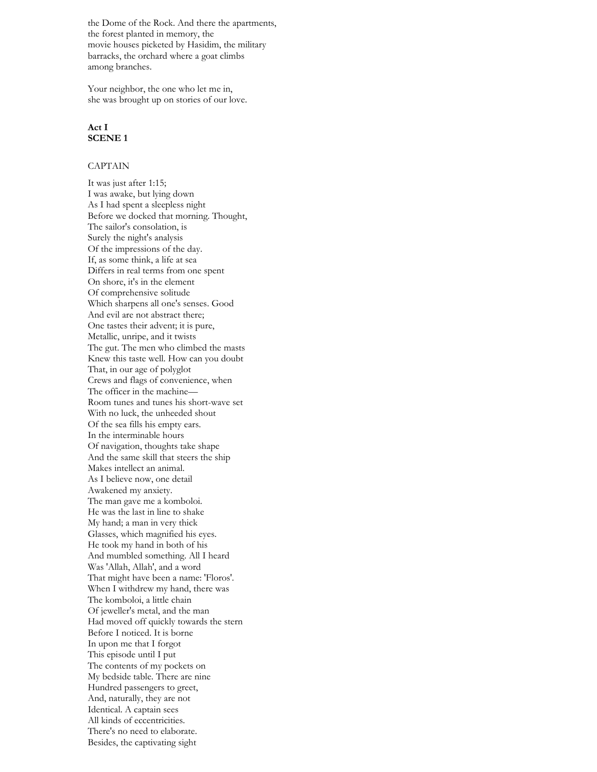the Dome of the Rock. And there the apartments,
the forest planted in memory, the
movie houses picketed by Hasidim, the military
barracks, the orchard where a goat climbs
among branches.

Your neighbor, the one who let me in,
she was brought up on stories of our love.

**Act I**
**SCENE 1**

CAPTAIN

It was just after 1:15;
I was awake, but lying down
As I had spent a sleepless night
Before we docked that morning. Thought,
The sailor's consolation, is
Surely the night's analysis
Of the impressions of the day.
If, as some think, a life at sea
Differs in real terms from one spent
On shore, it's in the element
Of comprehensive solitude
Which sharpens all one's senses. Good
And evil are not abstract there;
One tastes their advent; it is pure,
Metallic, unripe, and it twists
The gut. The men who climbed the masts
Knew this taste well. How can you doubt
That, in our age of polyglot
Crews and flags of convenience, when
The officer in the machine—
Room tunes and tunes his short-wave set
With no luck, the unheeded shout
Of the sea fills his empty ears.
In the interminable hours
Of navigation, thoughts take shape
And the same skill that steers the ship
Makes intellect an animal.
As I believe now, one detail
Awakened my anxiety.
The man gave me a komboloi.
He was the last in line to shake
My hand; a man in very thick
Glasses, which magnified his eyes.
He took my hand in both of his
And mumbled something. All I heard
Was 'Allah, Allah', and a word
That might have been a name: 'Floros'.
When I withdrew my hand, there was
The komboloi, a little chain
Of jeweller's metal, and the man
Had moved off quickly towards the stern
Before I noticed. It is borne
In upon me that I forgot
This episode until I put
The contents of my pockets on
My bedside table. There are nine
Hundred passengers to greet,
And, naturally, they are not
Identical. A captain sees
All kinds of eccentricities.
There's no need to elaborate.
Besides, the captivating sight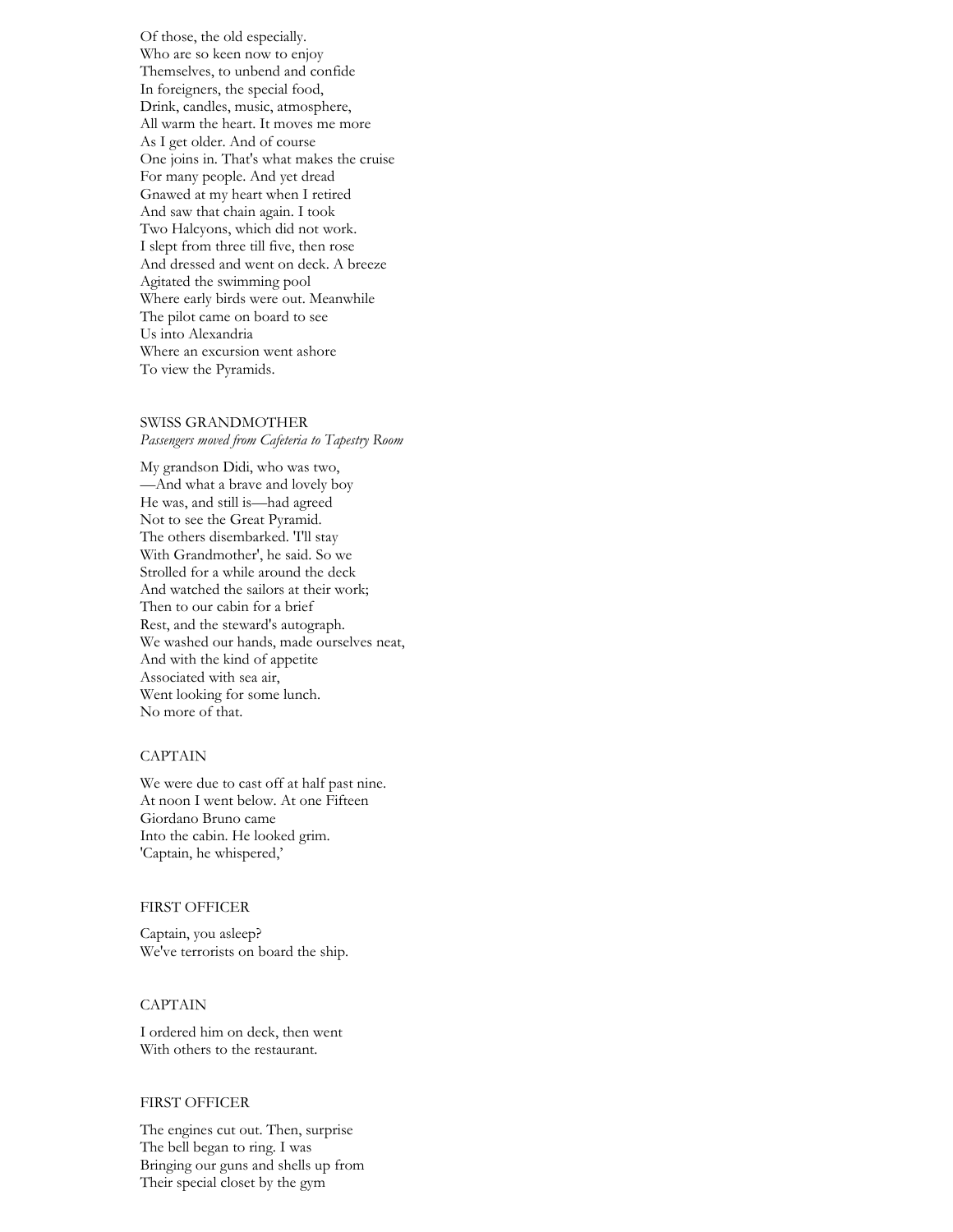Of those, the old especially.  
Who are so keen now to enjoy  
Themselves, to unbend and confide  
In foreigners, the special food,  
Drink, candles, music, atmosphere,  
All warm the heart. It moves me more  
As I get older. And of course  
One joins in. That's what makes the cruise  
For many people. And yet dread  
Gnawed at my heart when I retired  
And saw that chain again. I took  
Two Halcyons, which did not work.  
I slept from three till five, then rose  
And dressed and went on deck. A breeze  
Agitated the swimming pool  
Where early birds were out. Meanwhile  
The pilot came on board to see  
Us into Alexandria  
Where an excursion went ashore  
To view the Pyramids.

SWISS GRANDMOTHER

*Passengers moved from Cafeteria to Tapestry Room*

My grandson Didi, who was two,  
—And what a brave and lovely boy  
He was, and still is—had agreed  
Not to see the Great Pyramid.  
The others disembarked. 'I'll stay  
With Grandmother', he said. So we  
Strolled for a while around the deck  
And watched the sailors at their work;  
Then to our cabin for a brief  
Rest, and the steward's autograph.  
We washed our hands, made ourselves neat,  
And with the kind of appetite  
Associated with sea air,  
Went looking for some lunch.  
No more of that.

CAPTAIN

We were due to cast off at half past nine.  
At noon I went below. At one Fifteen  
Giordano Bruno came  
Into the cabin. He looked grim.  
'Captain, he whispered,'

FIRST OFFICER

Captain, you asleep?  
We've terrorists on board the ship.

CAPTAIN

I ordered him on deck, then went  
With others to the restaurant.

FIRST OFFICER

The engines cut out. Then, surprise  
The bell began to ring. I was  
Bringing our guns and shells up from  
Their special closet by the gym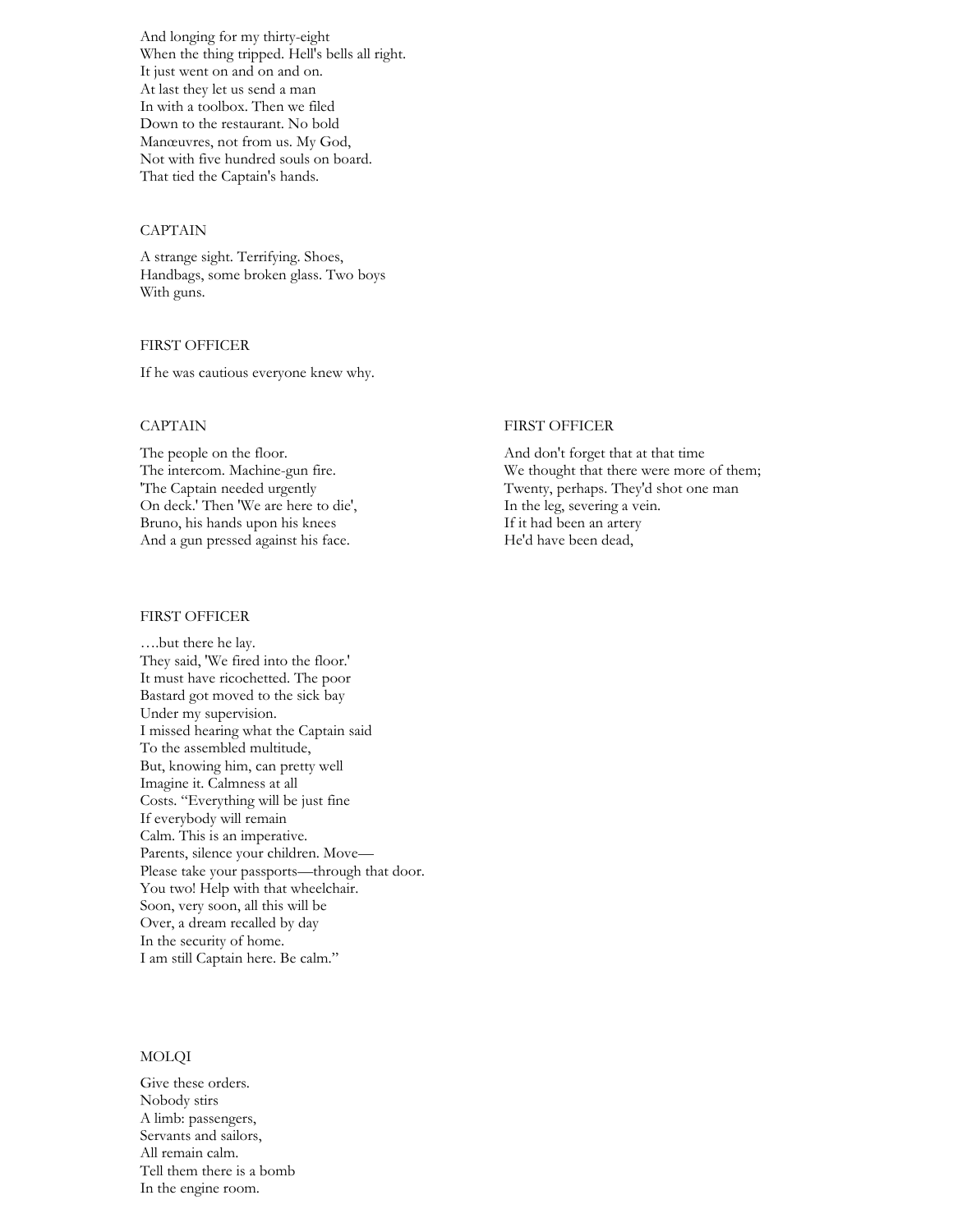And longing for my thirty-eight
When the thing tripped. Hell's bells all right.
It just went on and on and on.
At last they let us send a man
In with a toolbox. Then we filed
Down to the restaurant. No bold
Manœuvres, not from us. My God,
Not with five hundred souls on board.
That tied the Captain's hands.

CAPTAIN

A strange sight. Terrifying. Shoes,
Handbags, some broken glass. Two boys
With guns.

FIRST OFFICER

If he was cautious everyone knew why.

CAPTAIN

The people on the floor.
The intercom. Machine-gun fire.
'The Captain needed urgently
On deck.' Then 'We are here to die',
Bruno, his hands upon his knees
And a gun pressed against his face.

FIRST OFFICER

And don't forget that at that time
We thought that there were more of them;
Twenty, perhaps. They'd shot one man
In the leg, severing a vein.
If it had been an artery
He'd have been dead,

FIRST OFFICER

….but there he lay.
They said, 'We fired into the floor.'
It must have ricochetted. The poor
Bastard got moved to the sick bay
Under my supervision.
I missed hearing what the Captain said
To the assembled multitude,
But, knowing him, can pretty well
Imagine it. Calmness at all
Costs. "Everything will be just fine
If everybody will remain
Calm. This is an imperative.
Parents, silence your children. Move—
Please take your passports—through that door.
You two! Help with that wheelchair.
Soon, very soon, all this will be
Over, a dream recalled by day
In the security of home.
I am still Captain here. Be calm."

MOLQI

Give these orders.
Nobody stirs
A limb: passengers,
Servants and sailors,
All remain calm.
Tell them there is a bomb
In the engine room.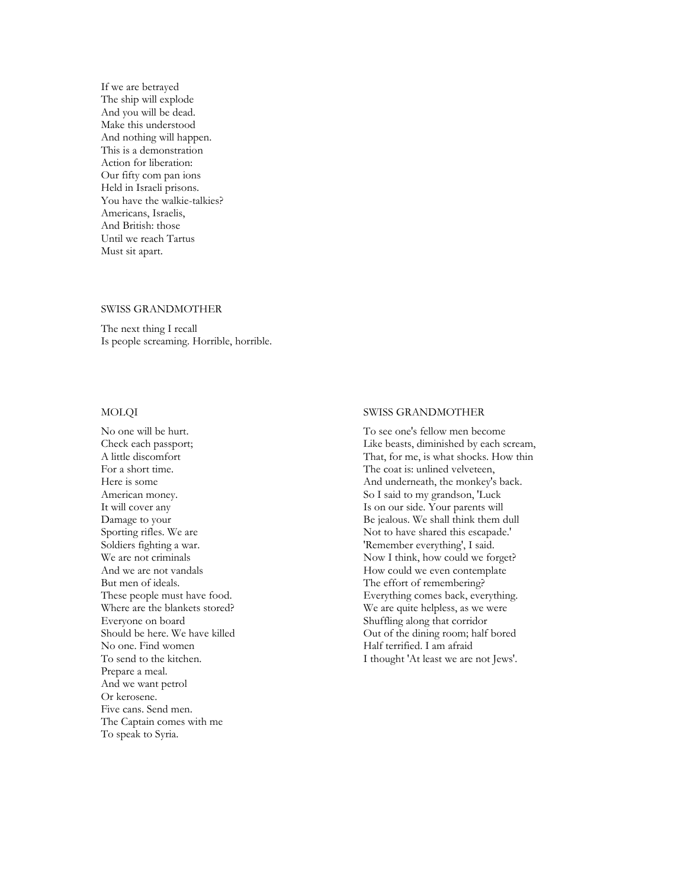If we are betrayed
The ship will explode
And you will be dead.
Make this understood
And nothing will happen.
This is a demonstration
Action for liberation:
Our fifty com pan ions
Held in Israeli prisons.
You have the walkie-talkies?
Americans, Israelis,
And British: those
Until we reach Tartus
Must sit apart.

SWISS GRANDMOTHER

The next thing I recall
Is people screaming. Horrible, horrible.

MOLQI

No one will be hurt.
Check each passport;
A little discomfort
For a short time.
Here is some
American money.
It will cover any
Damage to your
Sporting rifles. We are
Soldiers fighting a war.
We are not criminals
And we are not vandals
But men of ideals.
These people must have food.
Where are the blankets stored?
Everyone on board
Should be here. We have killed
No one. Find women
To send to the kitchen.
Prepare a meal.
And we want petrol
Or kerosene.
Five cans. Send men.
The Captain comes with me
To speak to Syria.

SWISS GRANDMOTHER

To see one's fellow men become
Like beasts, diminished by each scream,
That, for me, is what shocks. How thin
The coat is: unlined velveteen,
And underneath, the monkey's back.
So I said to my grandson, 'Luck
Is on our side. Your parents will
Be jealous. We shall think them dull
Not to have shared this escapade.'
'Remember everything', I said.
Now I think, how could we forget?
How could we even contemplate
The effort of remembering?
Everything comes back, everything.
We are quite helpless, as we were
Shuffling along that corridor
Out of the dining room; half bored
Half terrified. I am afraid
I thought 'At least we are not Jews'.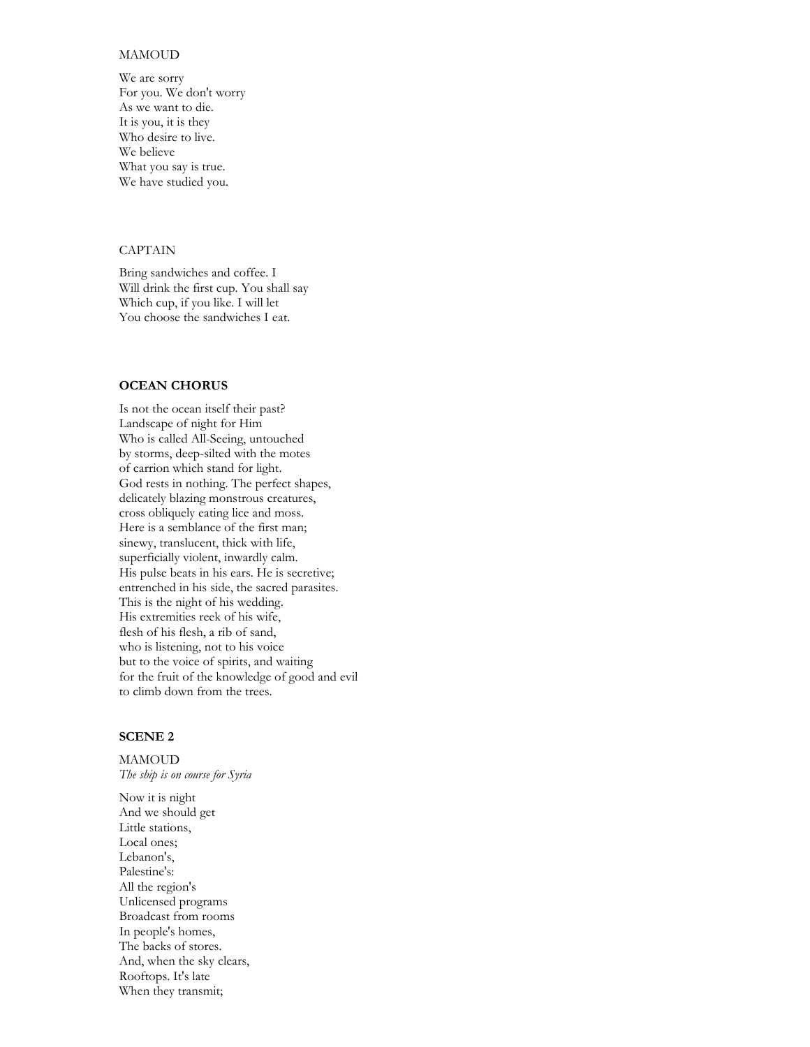MAMOUD

We are sorry
For you. We don't worry
As we want to die.
It is you, it is they
Who desire to live.
We believe
What you say is true.
We have studied you.

CAPTAIN

Bring sandwiches and coffee. I
Will drink the first cup. You shall say
Which cup, if you like. I will let
You choose the sandwiches I eat.

**OCEAN CHORUS**

Is not the ocean itself their past?
Landscape of night for Him
Who is called All-Seeing, untouched
by storms, deep-silted with the motes
of carrion which stand for light.
God rests in nothing. The perfect shapes,
delicately blazing monstrous creatures,
cross obliquely eating lice and moss.
Here is a semblance of the first man;
sinewy, translucent, thick with life,
superficially violent, inwardly calm.
His pulse beats in his ears. He is secretive;
entrenched in his side, the sacred parasites.
This is the night of his wedding.
His extremities reek of his wife,
flesh of his flesh, a rib of sand,
who is listening, not to his voice
but to the voice of spirits, and waiting
for the fruit of the knowledge of good and evil
to climb down from the trees.

**SCENE 2**

MAMOUD
*The ship is on course for Syria*

Now it is night
And we should get
Little stations,
Local ones;
Lebanon's,
Palestine's:
All the region's
Unlicensed programs
Broadcast from rooms
In people's homes,
The backs of stores.
And, when the sky clears,
Rooftops. It's late
When they transmit;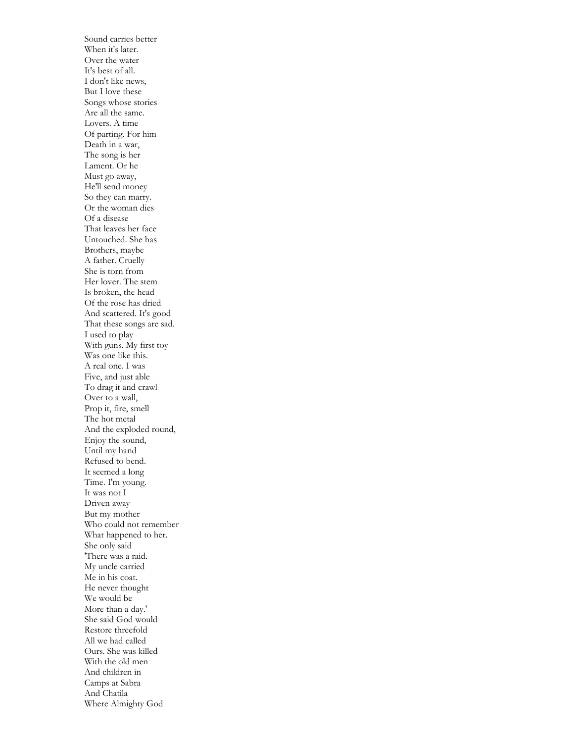Sound carries better  
When it's later.  
Over the water  
It's best of all.  
I don't like news,  
But I love these  
Songs whose stories  
Are all the same.  
Lovers. A time  
Of parting. For him  
Death in a war,  
The song is her  
Lament. Or he  
Must go away,  
He'll send money  
So they can marry.  
Or the woman dies  
Of a disease  
That leaves her face  
Untouched. She has  
Brothers, maybe  
A father. Cruelly  
She is torn from  
Her lover. The stem  
Is broken, the head  
Of the rose has dried  
And scattered. It's good  
That these songs are sad.  
I used to play  
With guns. My first toy  
Was one like this.  
A real one. I was  
Five, and just able  
To drag it and crawl  
Over to a wall,  
Prop it, fire, smell  
The hot metal  
And the exploded round,  
Enjoy the sound,  
Until my hand  
Refused to bend.  
It seemed a long  
Time. I'm young.  
It was not I  
Driven away  
But my mother  
Who could not remember  
What happened to her.  
She only said  
'There was a raid.  
My uncle carried  
Me in his coat.  
He never thought  
We would be  
More than a day.'  
She said God would  
Restore threefold  
All we had called  
Ours. She was killed  
With the old men  
And children in  
Camps at Sabra  
And Chatila  
Where Almighty God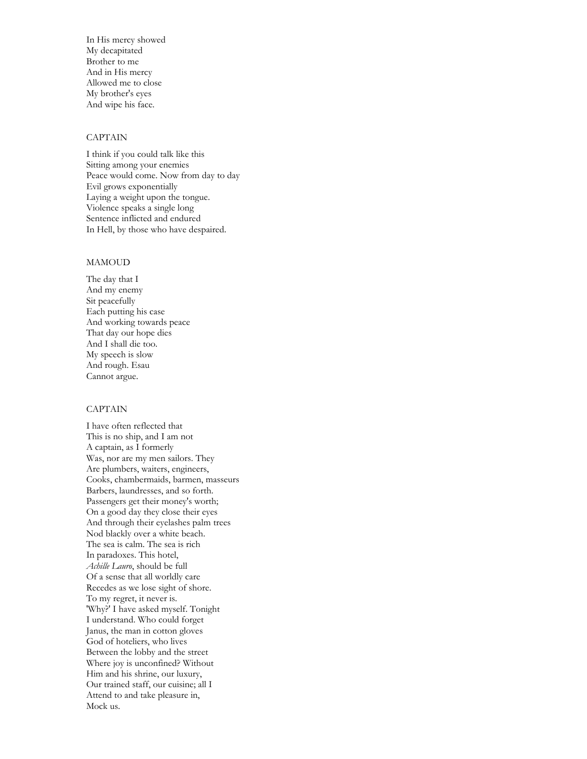In His mercy showed
My decapitated
Brother to me
And in His mercy
Allowed me to close
My brother's eyes
And wipe his face.

CAPTAIN

I think if you could talk like this
Sitting among your enemies
Peace would come. Now from day to day
Evil grows exponentially
Laying a weight upon the tongue.
Violence speaks a single long
Sentence inflicted and endured
In Hell, by those who have despaired.

MAMOUD

The day that I
And my enemy
Sit peacefully
Each putting his case
And working towards peace
That day our hope dies
And I shall die too.
My speech is slow
And rough. Esau
Cannot argue.

CAPTAIN

I have often reflected that
This is no ship, and I am not
A captain, as I formerly
Was, nor are my men sailors. They
Are plumbers, waiters, engineers,
Cooks, chambermaids, barmen, masseurs
Barbers, laundresses, and so forth.
Passengers get their money's worth;
On a good day they close their eyes
And through their eyelashes palm trees
Nod blackly over a white beach.
The sea is calm. The sea is rich
In paradoxes. This hotel,
*Achille Lauro*, should be full
Of a sense that all worldly care
Recedes as we lose sight of shore.
To my regret, it never is.
'Why?' I have asked myself. Tonight
I understand. Who could forget
Janus, the man in cotton gloves
God of hoteliers, who lives
Between the lobby and the street
Where joy is unconfined? Without
Him and his shrine, our luxury,
Our trained staff, our cuisine; all I
Attend to and take pleasure in,
Mock us.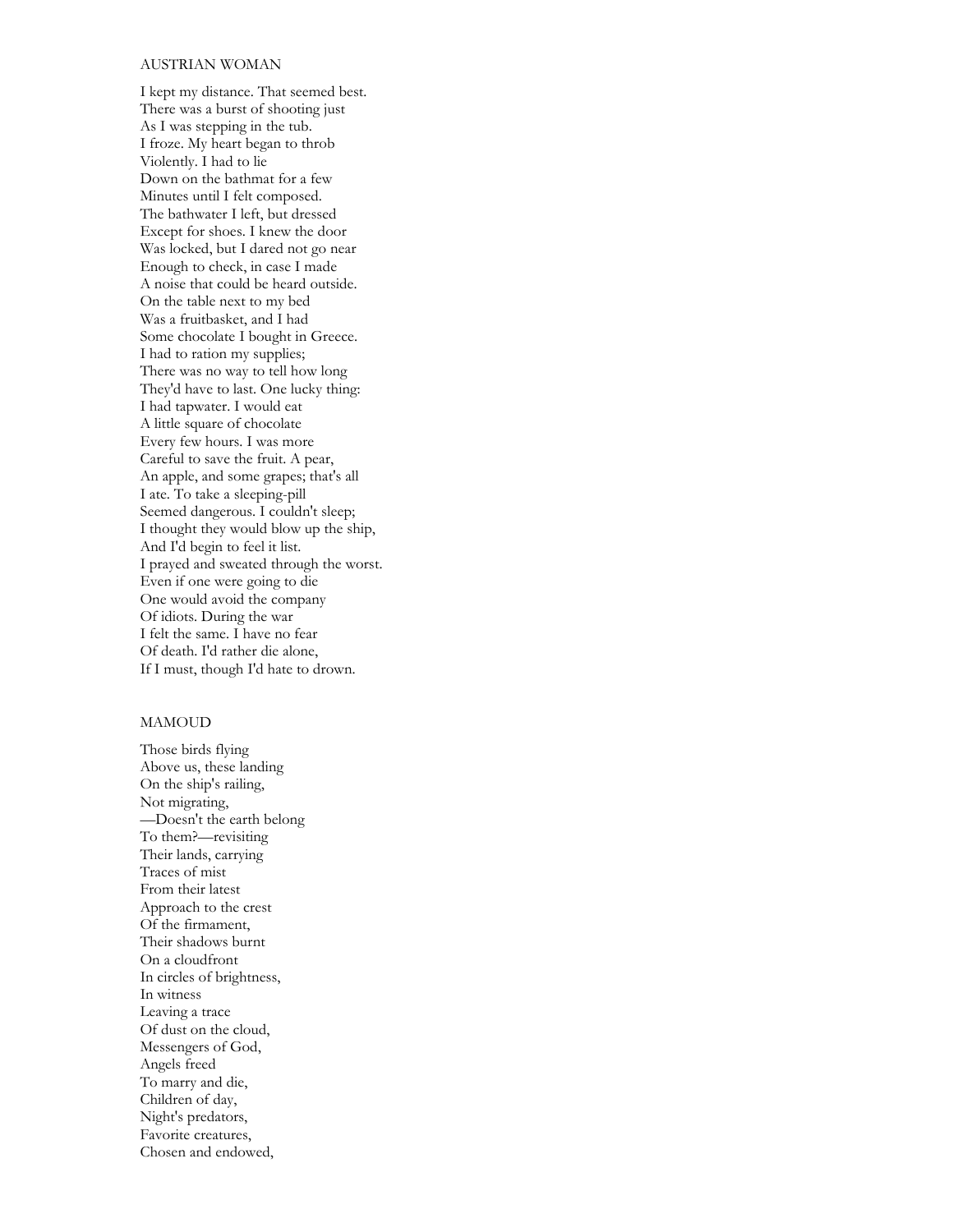AUSTRIAN WOMAN

I kept my distance. That seemed best.  
There was a burst of shooting just  
As I was stepping in the tub.  
I froze. My heart began to throb  
Violently. I had to lie  
Down on the bathmat for a few  
Minutes until I felt composed.  
The bathwater I left, but dressed  
Except for shoes. I knew the door  
Was locked, but I dared not go near  
Enough to check, in case I made  
A noise that could be heard outside.  
On the table next to my bed  
Was a fruitbasket, and I had  
Some chocolate I bought in Greece.  
I had to ration my supplies;  
There was no way to tell how long  
They'd have to last. One lucky thing:  
I had tapwater. I would eat  
A little square of chocolate  
Every few hours. I was more  
Careful to save the fruit. A pear,  
An apple, and some grapes; that's all  
I ate. To take a sleeping-pill  
Seemed dangerous. I couldn't sleep;  
I thought they would blow up the ship,  
And I'd begin to feel it list.  
I prayed and sweated through the worst.  
Even if one were going to die  
One would avoid the company  
Of idiots. During the war  
I felt the same. I have no fear  
Of death. I'd rather die alone,  
If I must, though I'd hate to drown.

MAMOUD

Those birds flying  
Above us, these landing  
On the ship's railing,  
Not migrating,  
—Doesn't the earth belong  
To them?—revisiting  
Their lands, carrying  
Traces of mist  
From their latest  
Approach to the crest  
Of the firmament,  
Their shadows burnt  
On a cloudfront  
In circles of brightness,  
In witness  
Leaving a trace  
Of dust on the cloud,  
Messengers of God,  
Angels freed  
To marry and die,  
Children of day,  
Night's predators,  
Favorite creatures,  
Chosen and endowed,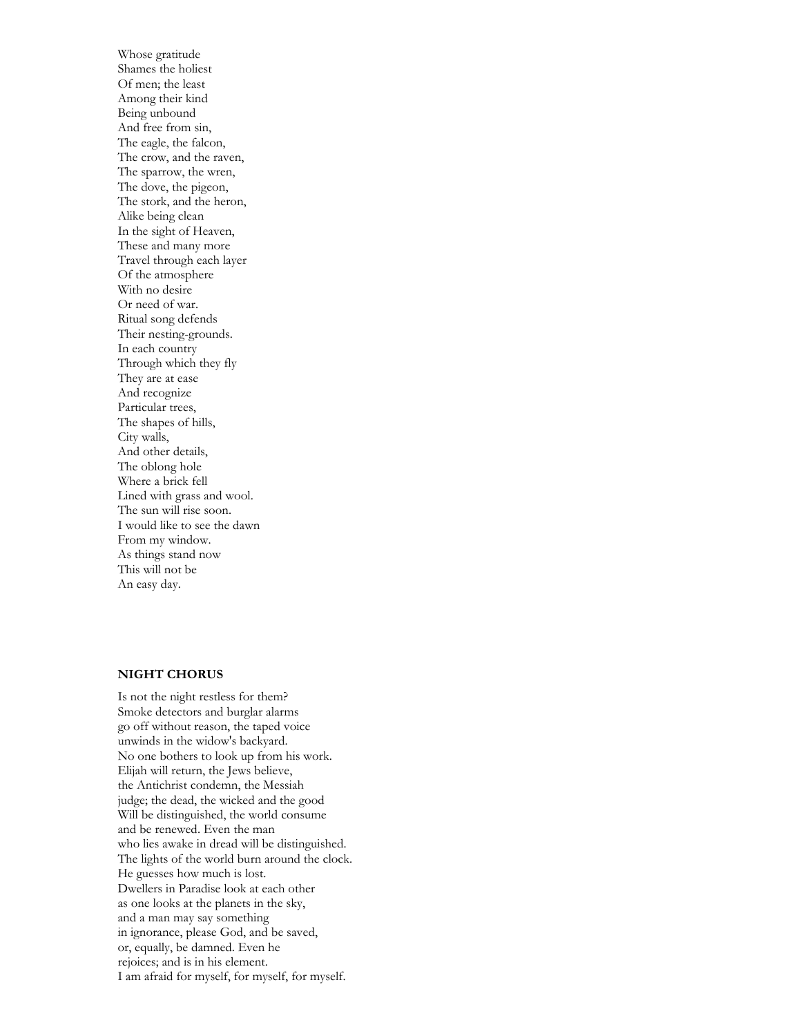Whose gratitude  
Shames the holiest  
Of men; the least  
Among their kind  
Being unbound  
And free from sin,  
The eagle, the falcon,  
The crow, and the raven,  
The sparrow, the wren,  
The dove, the pigeon,  
The stork, and the heron,  
Alike being clean  
In the sight of Heaven,  
These and many more  
Travel through each layer  
Of the atmosphere  
With no desire  
Or need of war.  
Ritual song defends  
Their nesting-grounds.  
In each country  
Through which they fly  
They are at ease  
And recognize  
Particular trees,  
The shapes of hills,  
City walls,  
And other details,  
The oblong hole  
Where a brick fell  
Lined with grass and wool.  
The sun will rise soon.  
I would like to see the dawn  
From my window.  
As things stand now  
This will not be  
An easy day.

**NIGHT CHORUS**

Is not the night restless for them?  
Smoke detectors and burglar alarms  
go off without reason, the taped voice  
unwinds in the widow's backyard.  
No one bothers to look up from his work.  
Elijah will return, the Jews believe,  
the Antichrist condemn, the Messiah  
judge; the dead, the wicked and the good  
Will be distinguished, the world consume  
and be renewed. Even the man  
who lies awake in dread will be distinguished.  
The lights of the world burn around the clock.  
He guesses how much is lost.  
Dwellers in Paradise look at each other  
as one looks at the planets in the sky,  
and a man may say something  
in ignorance, please God, and be saved,  
or, equally, be damned. Even he  
rejoices; and is in his element.  
I am afraid for myself, for myself, for myself.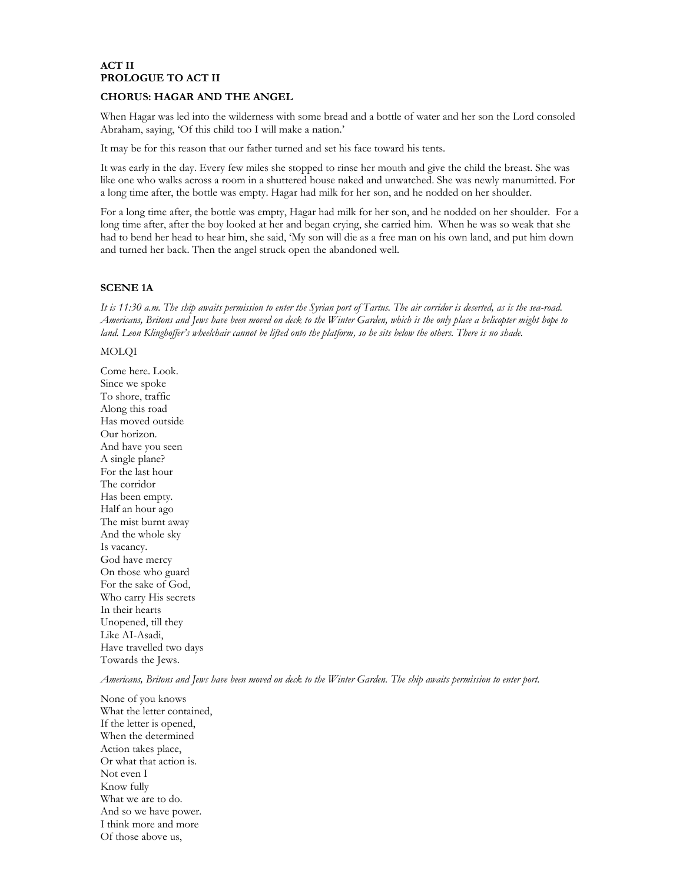**ACT II**
**PROLOGUE TO ACT II**

**CHORUS: HAGAR AND THE ANGEL**

When Hagar was led into the wilderness with some bread and a bottle of water and her son the Lord consoled Abraham, saying, 'Of this child too I will make a nation.'

It may be for this reason that our father turned and set his face toward his tents.

It was early in the day. Every few miles she stopped to rinse her mouth and give the child the breast. She was like one who walks across a room in a shuttered house naked and unwatched. She was newly manumitted. For a long time after, the bottle was empty. Hagar had milk for her son, and he nodded on her shoulder.

For a long time after, the bottle was empty, Hagar had milk for her son, and he nodded on her shoulder. For a long time after, after the boy looked at her and began crying, she carried him. When he was so weak that she had to bend her head to hear him, she said, 'My son will die as a free man on his own land, and put him down and turned her back. Then the angel struck open the abandoned well.

**SCENE 1A**

*It is 11:30 a.m. The ship awaits permission to enter the Syrian port of Tartus. The air corridor is deserted, as is the sea-road. Americans, Britons and Jews have been moved on deck to the Winter Garden, which is the only place a helicopter might hope to land. Leon Klinghoffer's wheelchair cannot be lifted onto the platform, so he sits below the others. There is no shade.*

MOLQI

Come here. Look.
Since we spoke
To shore, traffic
Along this road
Has moved outside
Our horizon.
And have you seen
A single plane?
For the last hour
The corridor
Has been empty.
Half an hour ago
The mist burnt away
And the whole sky
Is vacancy.
God have mercy
On those who guard
For the sake of God,
Who carry His secrets
In their hearts
Unopened, till they
Like Al-Asadi,
Have travelled two days
Towards the Jews.

*Americans, Britons and Jews have been moved on deck to the Winter Garden. The ship awaits permission to enter port.*

None of you knows
What the letter contained,
If the letter is opened,
When the determined
Action takes place,
Or what that action is.
Not even I
Know fully
What we are to do.
And so we have power.
I think more and more
Of those above us,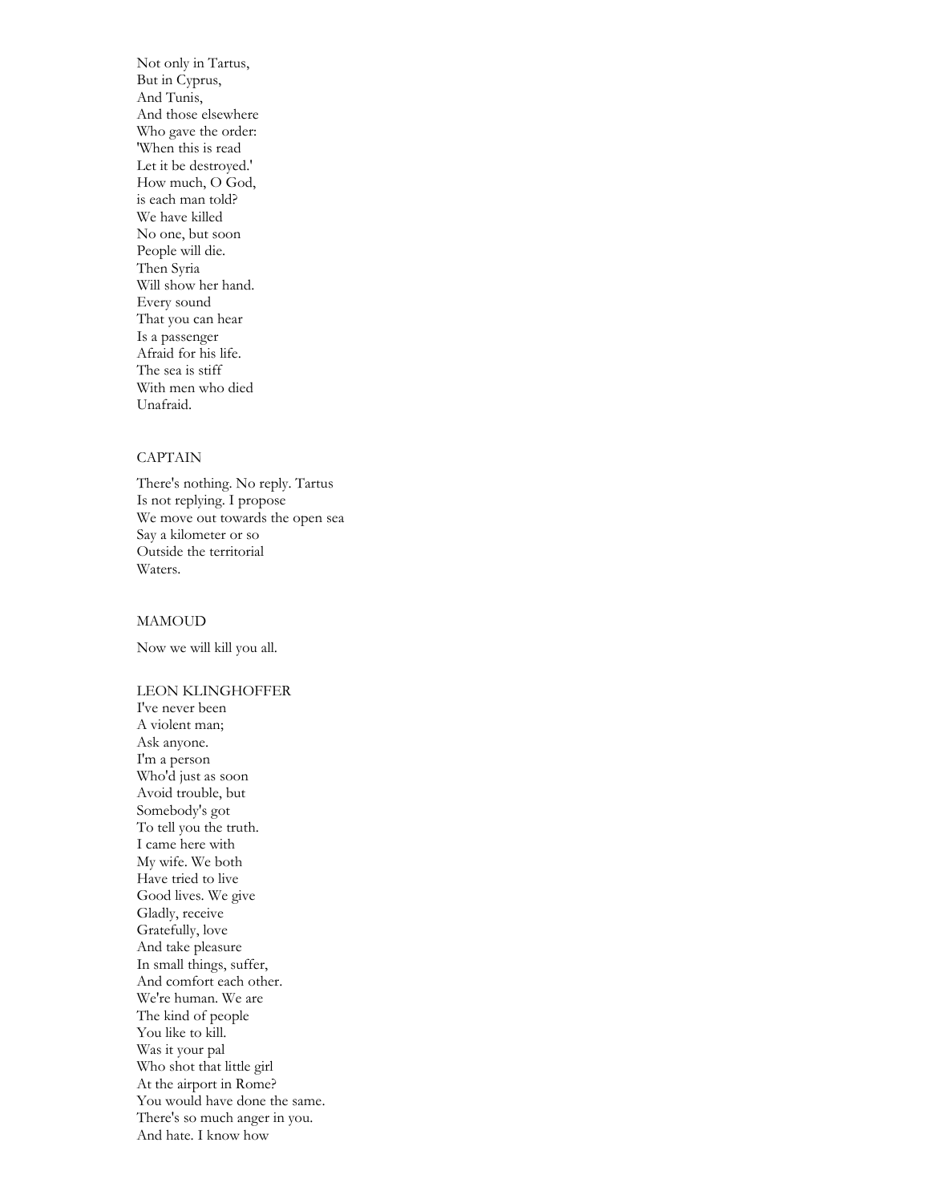Not only in Tartus,
But in Cyprus,
And Tunis,
And those elsewhere
Who gave the order:
'When this is read
Let it be destroyed.'
How much, O God,
is each man told?
We have killed
No one, but soon
People will die.
Then Syria
Will show her hand.
Every sound
That you can hear
Is a passenger
Afraid for his life.
The sea is stiff
With men who died
Unafraid.

CAPTAIN

There's nothing. No reply. Tartus
Is not replying. I propose
We move out towards the open sea
Say a kilometer or so
Outside the territorial
Waters.

MAMOUD

Now we will kill you all.

LEON KLINGHOFFER
I've never been
A violent man;
Ask anyone.
I'm a person
Who'd just as soon
Avoid trouble, but
Somebody's got
To tell you the truth.
I came here with
My wife. We both
Have tried to live
Good lives. We give
Gladly, receive
Gratefully, love
And take pleasure
In small things, suffer,
And comfort each other.
We're human. We are
The kind of people
You like to kill.
Was it your pal
Who shot that little girl
At the airport in Rome?
You would have done the same.
There's so much anger in you.
And hate. I know how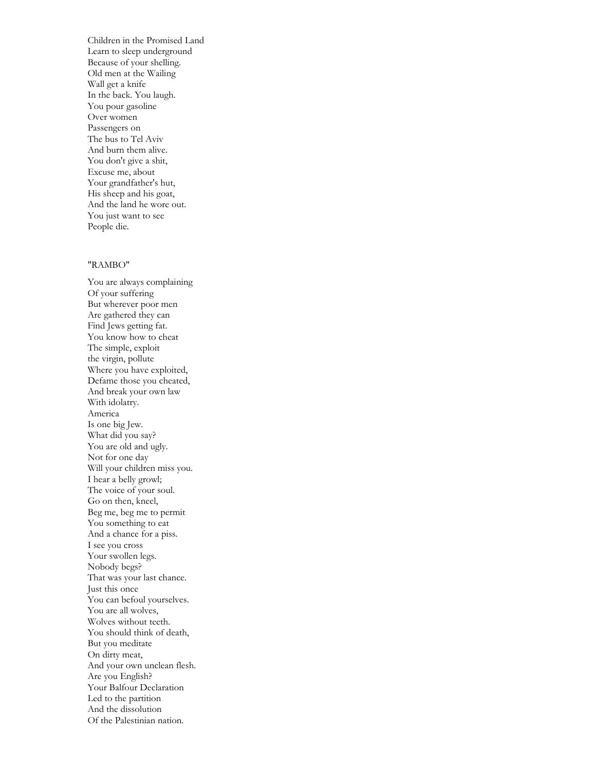Children in the Promised Land
Learn to sleep underground
Because of your shelling.
Old men at the Wailing
Wall get a knife
In the back. You laugh.
You pour gasoline
Over women
Passengers on
The bus to Tel Aviv
And burn them alive.
You don't give a shit,
Excuse me, about
Your grandfather's hut,
His sheep and his goat,
And the land he wore out.
You just want to see
People die.

"RAMBO"

You are always complaining
Of your suffering
But wherever poor men
Are gathered they can
Find Jews getting fat.
You know how to cheat
The simple, exploit
the virgin, pollute
Where you have exploited,
Defame those you cheated,
And break your own law
With idolatry.
America
Is one big Jew.
What did you say?
You are old and ugly.
Not for one day
Will your children miss you.
I hear a belly growl;
The voice of your soul.
Go on then, kneel,
Beg me, beg me to permit
You something to eat
And a chance for a piss.
I see you cross
Your swollen legs.
Nobody begs?
That was your last chance.
Just this once
You can befoul yourselves.
You are all wolves,
Wolves without teeth.
You should think of death,
But you meditate
On dirty meat,
And your own unclean flesh.
Are you English?
Your Balfour Declaration
Led to the partition
And the dissolution
Of the Palestinian nation.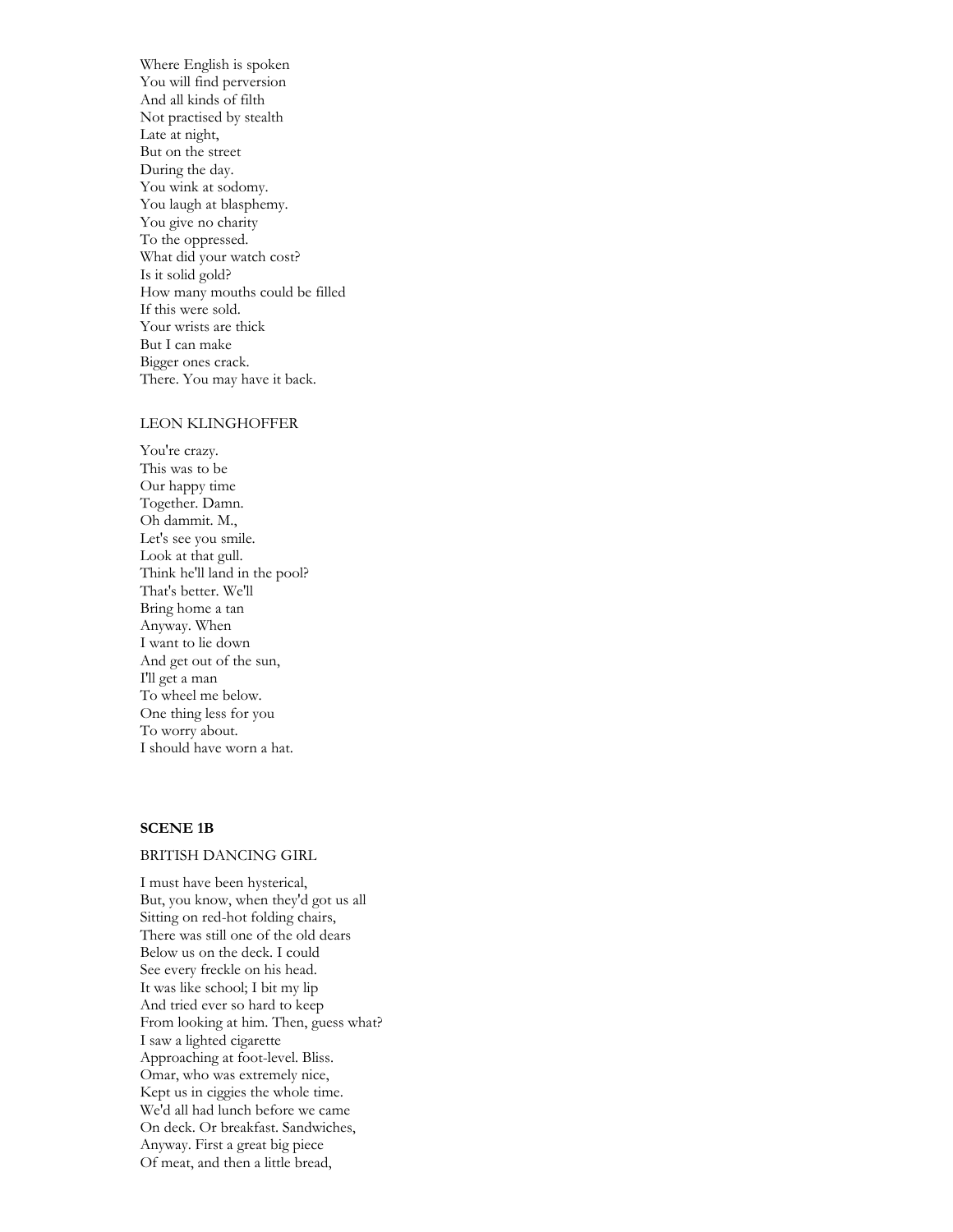Where English is spoken
You will find perversion
And all kinds of filth
Not practised by stealth
Late at night,
But on the street
During the day.
You wink at sodomy.
You laugh at blasphemy.
You give no charity
To the oppressed.
What did your watch cost?
Is it solid gold?
How many mouths could be filled
If this were sold.
Your wrists are thick
But I can make
Bigger ones crack.
There. You may have it back.

LEON KLINGHOFFER

You're crazy.
This was to be
Our happy time
Together. Damn.
Oh dammit. M.,
Let's see you smile.
Look at that gull.
Think he'll land in the pool?
That's better. We'll
Bring home a tan
Anyway. When
I want to lie down
And get out of the sun,
I'll get a man
To wheel me below.
One thing less for you
To worry about.
I should have worn a hat.

**SCENE 1B**

BRITISH DANCING GIRL

I must have been hysterical,
But, you know, when they'd got us all
Sitting on red-hot folding chairs,
There was still one of the old dears
Below us on the deck. I could
See every freckle on his head.
It was like school; I bit my lip
And tried ever so hard to keep
From looking at him. Then, guess what?
I saw a lighted cigarette
Approaching at foot-level. Bliss.
Omar, who was extremely nice,
Kept us in ciggies the whole time.
We'd all had lunch before we came
On deck. Or breakfast. Sandwiches,
Anyway. First a great big piece
Of meat, and then a little bread,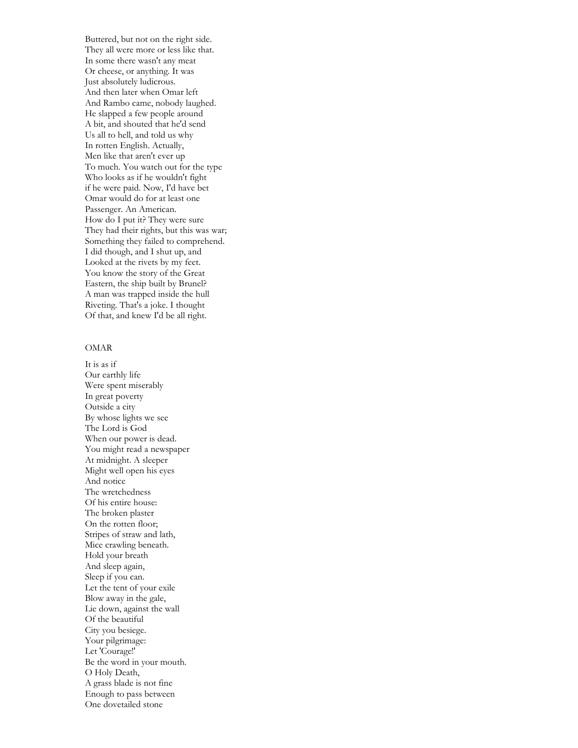Buttered, but not on the right side.
They all were more or less like that.
In some there wasn't any meat
Or cheese, or anything. It was
Just absolutely ludicrous.
And then later when Omar left
And Rambo came, nobody laughed.
He slapped a few people around
A bit, and shouted that he'd send
Us all to hell, and told us why
In rotten English. Actually,
Men like that aren't ever up
To much. You watch out for the type
Who looks as if he wouldn't fight
if he were paid. Now, I'd have bet
Omar would do for at least one
Passenger. An American.
How do I put it? They were sure
They had their rights, but this was war;
Something they failed to comprehend.
I did though, and I shut up, and
Looked at the rivets by my feet.
You know the story of the Great
Eastern, the ship built by Brunel?
A man was trapped inside the hull
Riveting. That's a joke. I thought
Of that, and knew I'd be all right.

OMAR

It is as if
Our earthly life
Were spent miserably
In great poverty
Outside a city
By whose lights we see
The Lord is God
When our power is dead.
You might read a newspaper
At midnight. A sleeper
Might well open his eyes
And notice
The wretchedness
Of his entire house:
The broken plaster
On the rotten floor;
Stripes of straw and lath,
Mice crawling beneath.
Hold your breath
And sleep again,
Sleep if you can.
Let the tent of your exile
Blow away in the gale,
Lie down, against the wall
Of the beautiful
City you besiege.
Your pilgrimage:
Let 'Courage!'
Be the word in your mouth.
O Holy Death,
A grass blade is not fine
Enough to pass between
One dovetailed stone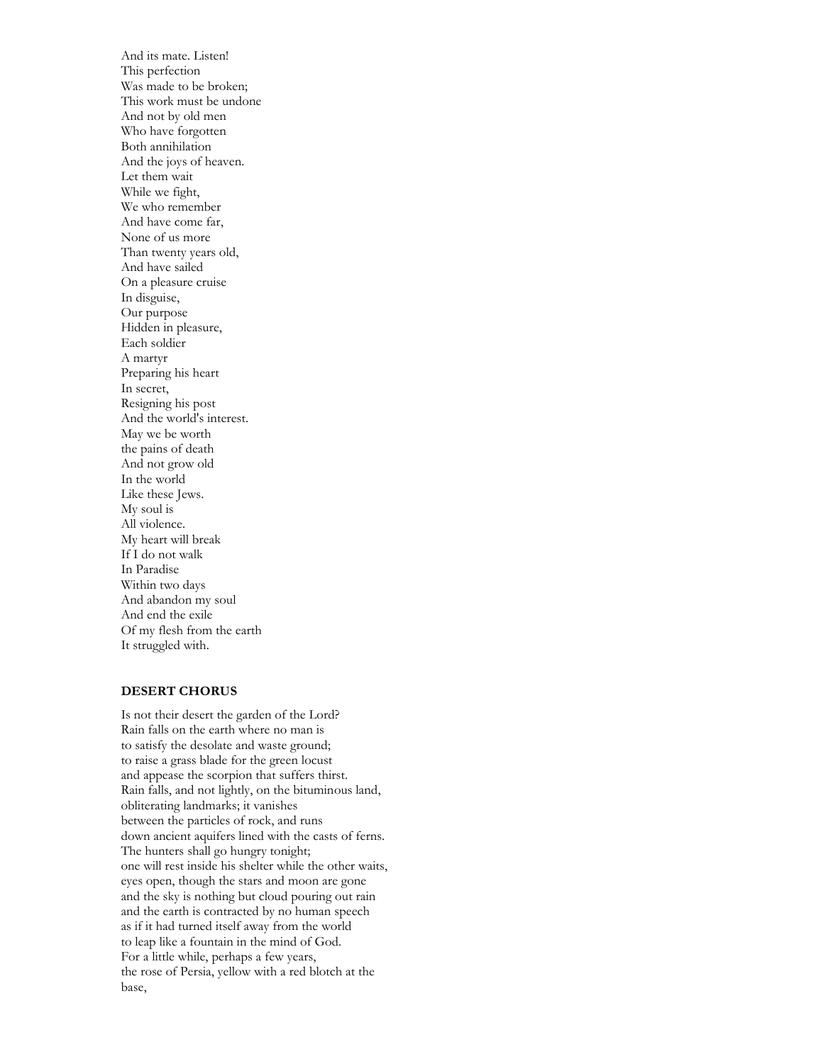And its mate. Listen!
This perfection
Was made to be broken;
This work must be undone
And not by old men
Who have forgotten
Both annihilation
And the joys of heaven.
Let them wait
While we fight,
We who remember
And have come far,
None of us more
Than twenty years old,
And have sailed
On a pleasure cruise
In disguise,
Our purpose
Hidden in pleasure,
Each soldier
A martyr
Preparing his heart
In secret,
Resigning his post
And the world's interest.
May we be worth
the pains of death
And not grow old
In the world
Like these Jews.
My soul is
All violence.
My heart will break
If I do not walk
In Paradise
Within two days
And abandon my soul
And end the exile
Of my flesh from the earth
It struggled with.

**DESERT CHORUS**

Is not their desert the garden of the Lord?
Rain falls on the earth where no man is
to satisfy the desolate and waste ground;
to raise a grass blade for the green locust
and appease the scorpion that suffers thirst.
Rain falls, and not lightly, on the bituminous land,
obliterating landmarks; it vanishes
between the particles of rock, and runs
down ancient aquifers lined with the casts of ferns.
The hunters shall go hungry tonight;
one will rest inside his shelter while the other waits,
eyes open, though the stars and moon are gone
and the sky is nothing but cloud pouring out rain
and the earth is contracted by no human speech
as if it had turned itself away from the world
to leap like a fountain in the mind of God.
For a little while, perhaps a few years,
the rose of Persia, yellow with a red blotch at the
base,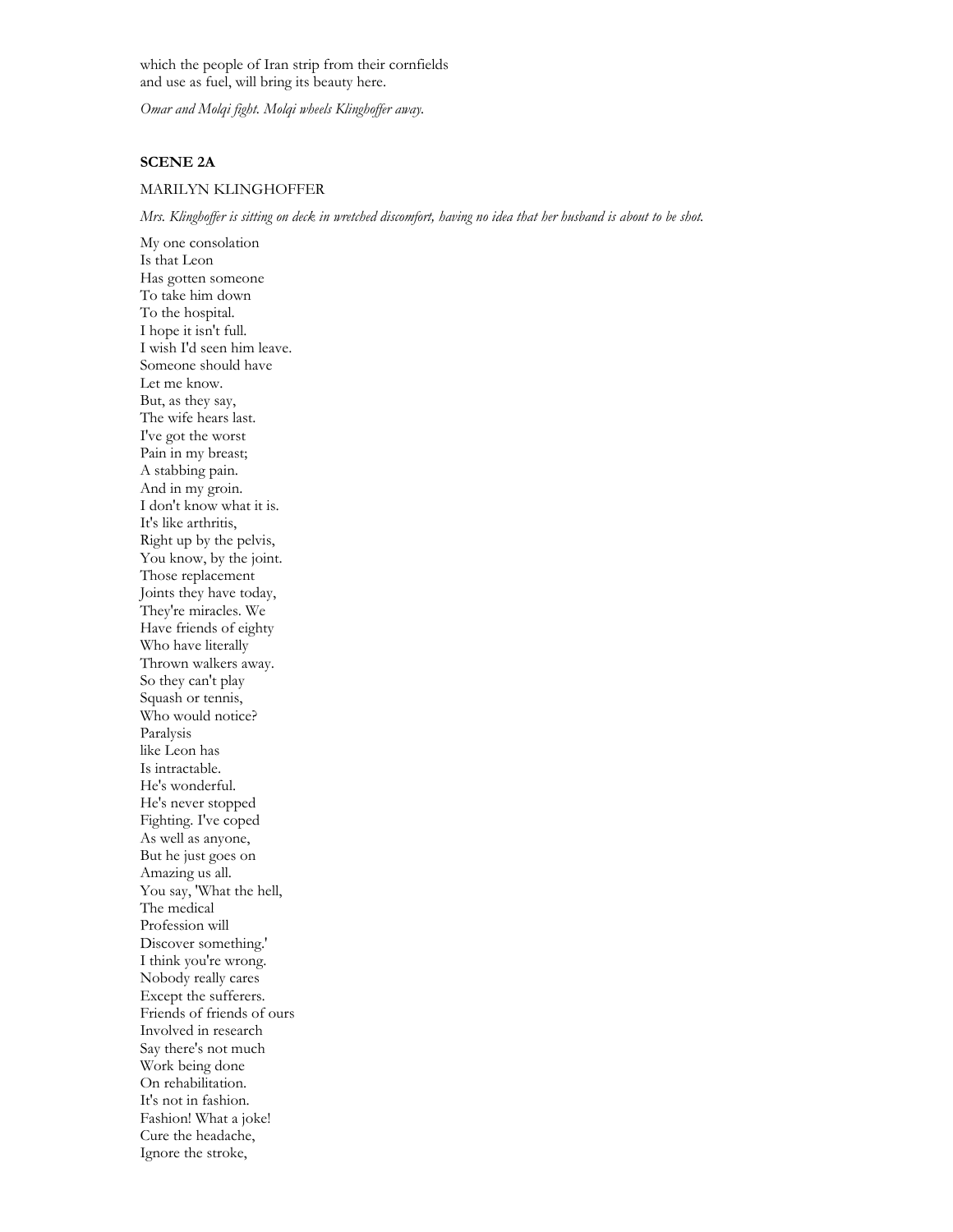which the people of Iran strip from their cornfields
and use as fuel, will bring its beauty here.

*Omar and Molqi fight. Molqi wheels Klinghoffer away.*

**SCENE 2A**

MARILYN KLINGHOFFER

*Mrs. Klinghoffer is sitting on deck in wretched discomfort, having no idea that her husband is about to be shot.*

My one consolation
Is that Leon
Has gotten someone
To take him down
To the hospital.
I hope it isn't full.
I wish I'd seen him leave.
Someone should have
Let me know.
But, as they say,
The wife hears last.
I've got the worst
Pain in my breast;
A stabbing pain.
And in my groin.
I don't know what it is.
It's like arthritis,
Right up by the pelvis,
You know, by the joint.
Those replacement
Joints they have today,
They're miracles. We
Have friends of eighty
Who have literally
Thrown walkers away.
So they can't play
Squash or tennis,
Who would notice?
Paralysis
like Leon has
Is intractable.
He's wonderful.
He's never stopped
Fighting. I've coped
As well as anyone,
But he just goes on
Amazing us all.
You say, 'What the hell,
The medical
Profession will
Discover something.'
I think you're wrong.
Nobody really cares
Except the sufferers.
Friends of friends of ours
Involved in research
Say there's not much
Work being done
On rehabilitation.
It's not in fashion.
Fashion! What a joke!
Cure the headache,
Ignore the stroke,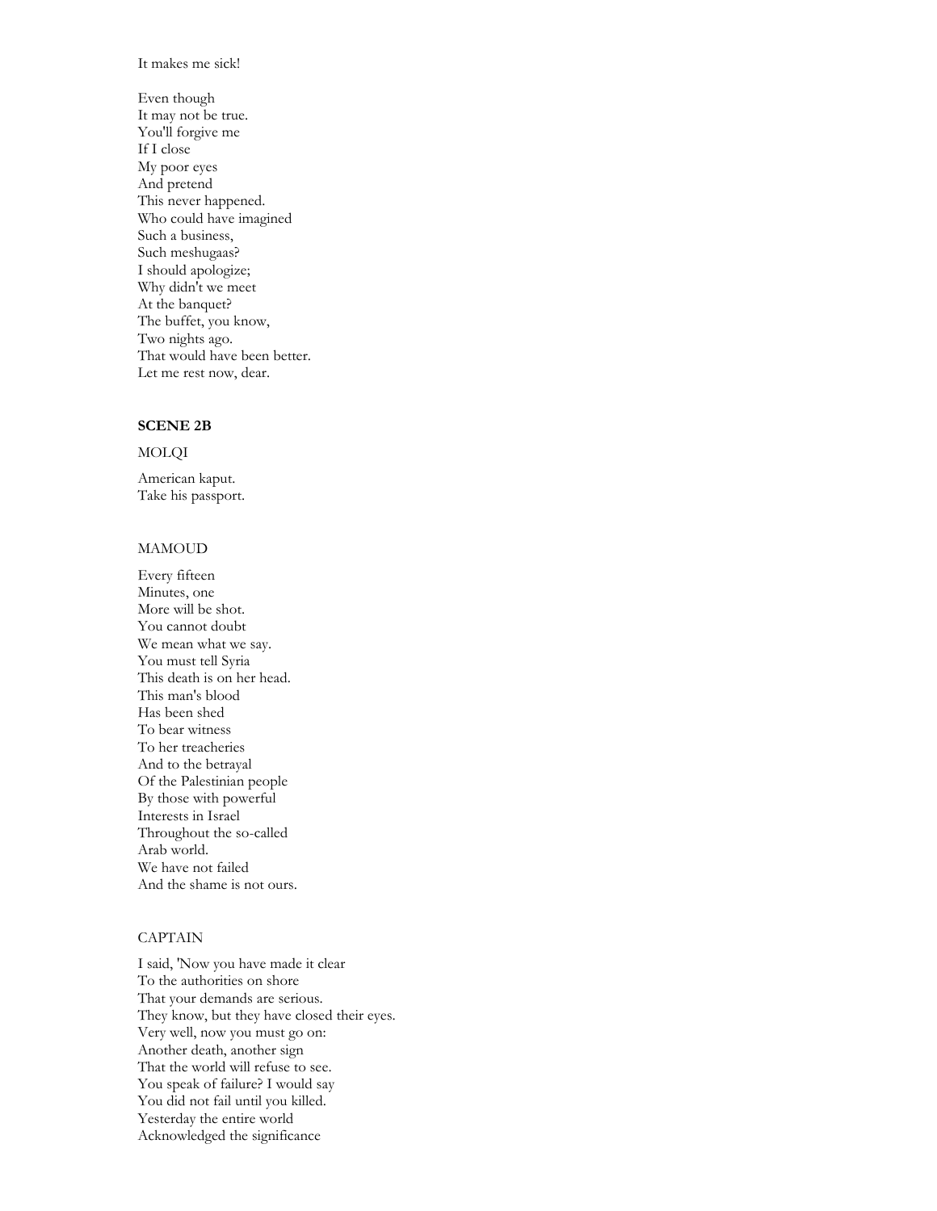It makes me sick!

Even though  
It may not be true.  
You'll forgive me  
If I close  
My poor eyes  
And pretend  
This never happened.  
Who could have imagined  
Such a business,  
Such meshugaas?  
I should apologize;  
Why didn't we meet  
At the banquet?  
The buffet, you know,  
Two nights ago.  
That would have been better.  
Let me rest now, dear.

**SCENE 2B**

MOLQI

American kaput.  
Take his passport.

MAMOUD

Every fifteen  
Minutes, one  
More will be shot.  
You cannot doubt  
We mean what we say.  
You must tell Syria  
This death is on her head.  
This man's blood  
Has been shed  
To bear witness  
To her treacheries  
And to the betrayal  
Of the Palestinian people  
By those with powerful  
Interests in Israel  
Throughout the so-called  
Arab world.  
We have not failed  
And the shame is not ours.

CAPTAIN

I said, 'Now you have made it clear  
To the authorities on shore  
That your demands are serious.  
They know, but they have closed their eyes.  
Very well, now you must go on:  
Another death, another sign  
That the world will refuse to see.  
You speak of failure? I would say  
You did not fail until you killed.  
Yesterday the entire world  
Acknowledged the significance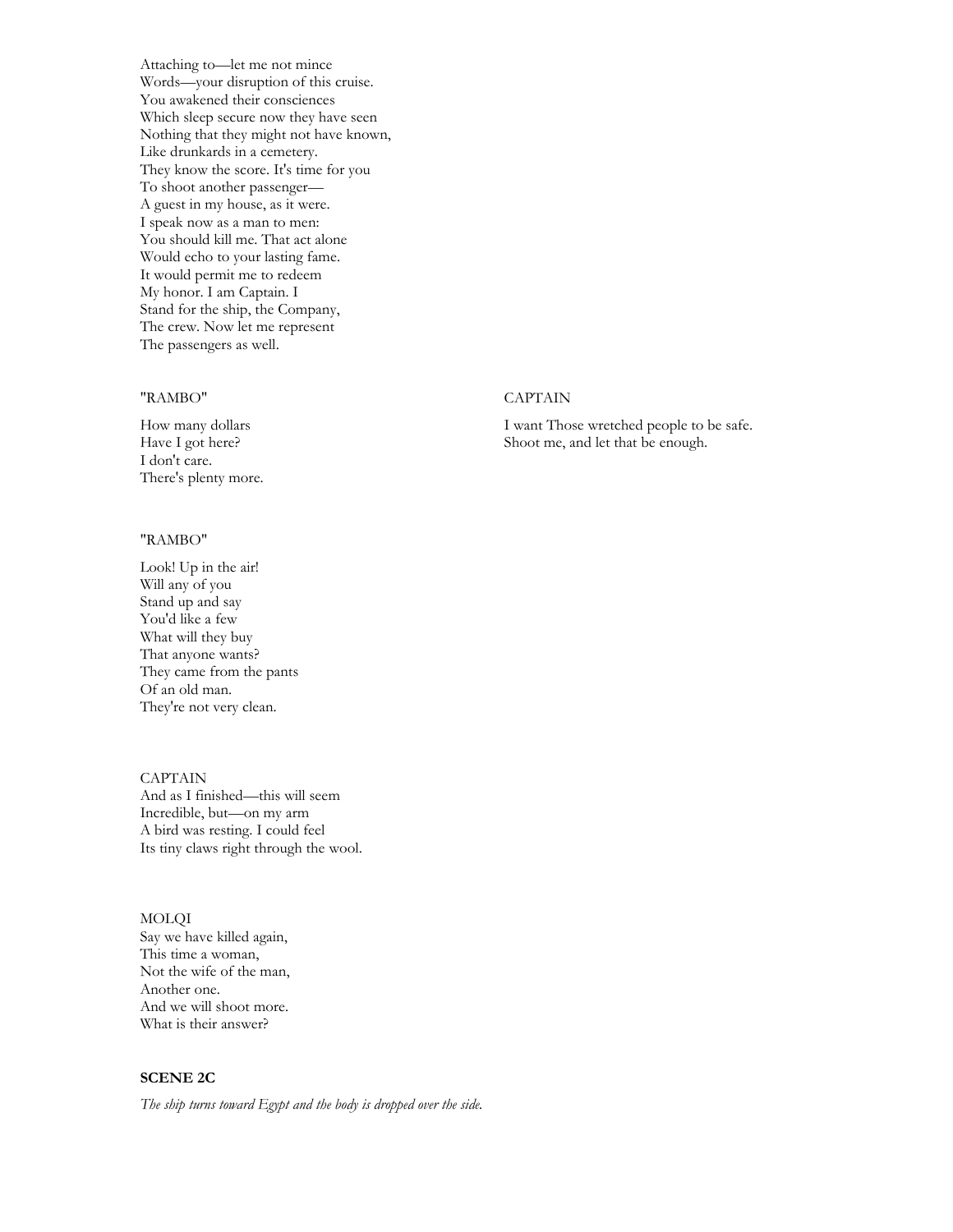Attaching to—let me not mince  
Words—your disruption of this cruise.  
You awakened their consciences  
Which sleep secure now they have seen  
Nothing that they might not have known,  
Like drunkards in a cemetery.  
They know the score. It's time for you  
To shoot another passenger—  
A guest in my house, as it were.  
I speak now as a man to men:  
You should kill me. That act alone  
Would echo to your lasting fame.  
It would permit me to redeem  
My honor. I am Captain. I  
Stand for the ship, the Company,  
The crew. Now let me represent  
The passengers as well.

"RAMBO"

How many dollars  
Have I got here?  
I don't care.  
There's plenty more.

CAPTAIN

I want Those wretched people to be safe.  
Shoot me, and let that be enough.

"RAMBO"

Look! Up in the air!  
Will any of you  
Stand up and say  
You'd like a few  
What will they buy  
That anyone wants?  
They came from the pants  
Of an old man.  
They're not very clean.

CAPTAIN  
And as I finished—this will seem  
Incredible, but—on my arm  
A bird was resting. I could feel  
Its tiny claws right through the wool.

MOLQI  
Say we have killed again,  
This time a woman,  
Not the wife of the man,  
Another one.  
And we will shoot more.  
What is their answer?

**SCENE 2C**

*The ship turns toward Egypt and the body is dropped over the side.*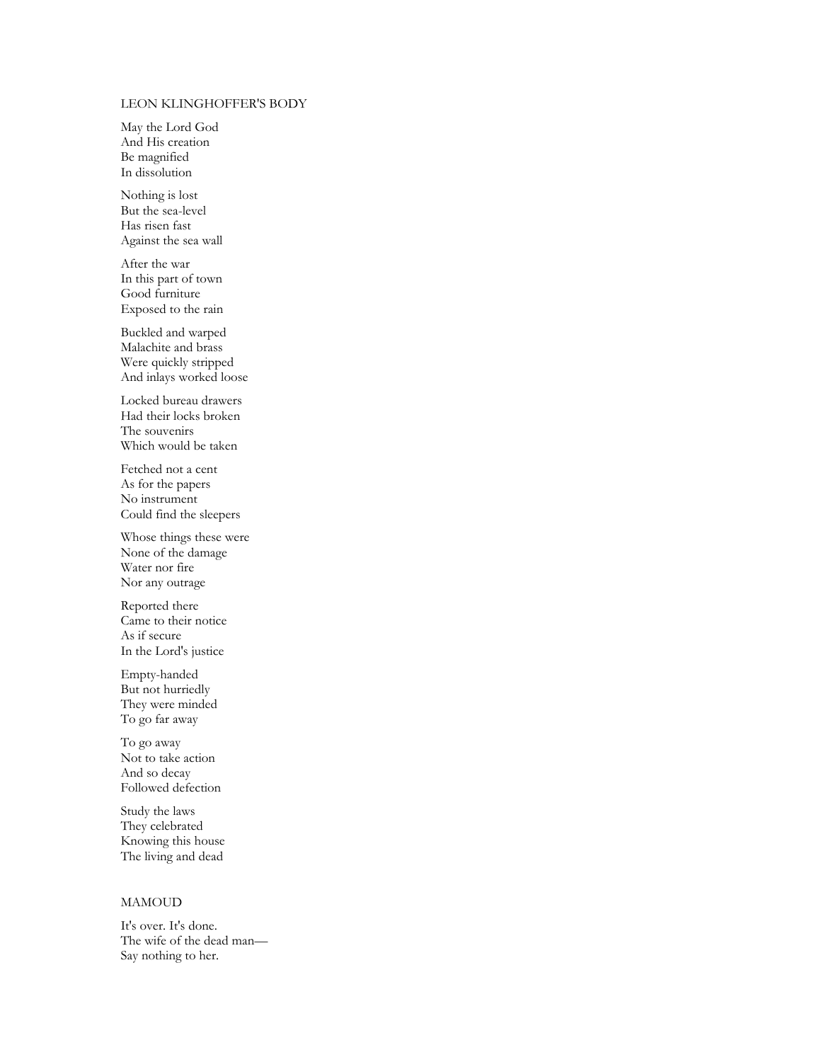## LEON KLINGHOFFER'S BODY

May the Lord God
And His creation
Be magnified
In dissolution

Nothing is lost
But the sea-level
Has risen fast
Against the sea wall

After the war
In this part of town
Good furniture
Exposed to the rain

Buckled and warped
Malachite and brass
Were quickly stripped
And inlays worked loose

Locked bureau drawers
Had their locks broken
The souvenirs
Which would be taken

Fetched not a cent
As for the papers
No instrument
Could find the sleepers

Whose things these were
None of the damage
Water nor fire
Nor any outrage

Reported there
Came to their notice
As if secure
In the Lord's justice

Empty-handed
But not hurriedly
They were minded
To go far away

To go away
Not to take action
And so decay
Followed defection

Study the laws
They celebrated
Knowing this house
The living and dead

## MAMOUD

It's over. It's done.
The wife of the dead man—
Say nothing to her.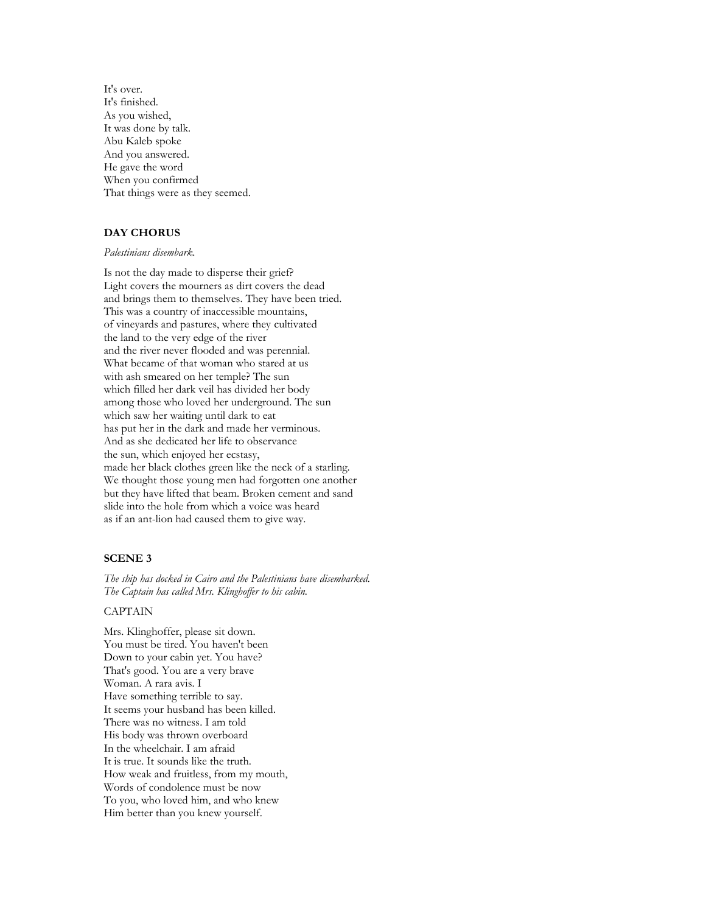It's over.
It's finished.
As you wished,
It was done by talk.
Abu Kaleb spoke
And you answered.
He gave the word
When you confirmed
That things were as they seemed.

### DAY CHORUS

*Palestinians disembark.*

Is not the day made to disperse their grief?
Light covers the mourners as dirt covers the dead
and brings them to themselves. They have been tried.
This was a country of inaccessible mountains,
of vineyards and pastures, where they cultivated
the land to the very edge of the river
and the river never flooded and was perennial.
What became of that woman who stared at us
with ash smeared on her temple? The sun
which filled her dark veil has divided her body
among those who loved her underground. The sun
which saw her waiting until dark to eat
has put her in the dark and made her verminous.
And as she dedicated her life to observance
the sun, which enjoyed her ecstasy,
made her black clothes green like the neck of a starling.
We thought those young men had forgotten one another
but they have lifted that beam. Broken cement and sand
slide into the hole from which a voice was heard
as if an ant-lion had caused them to give way.

### SCENE 3

*The ship has docked in Cairo and the Palestinians have disembarked.*
*The Captain has called Mrs. Klinghoffer to his cabin.*

CAPTAIN

Mrs. Klinghoffer, please sit down.
You must be tired. You haven't been
Down to your cabin yet. You have?
That's good. You are a very brave
Woman. A rara avis. I
Have something terrible to say.
It seems your husband has been killed.
There was no witness. I am told
His body was thrown overboard
In the wheelchair. I am afraid
It is true. It sounds like the truth.
How weak and fruitless, from my mouth,
Words of condolence must be now
To you, who loved him, and who knew
Him better than you knew yourself.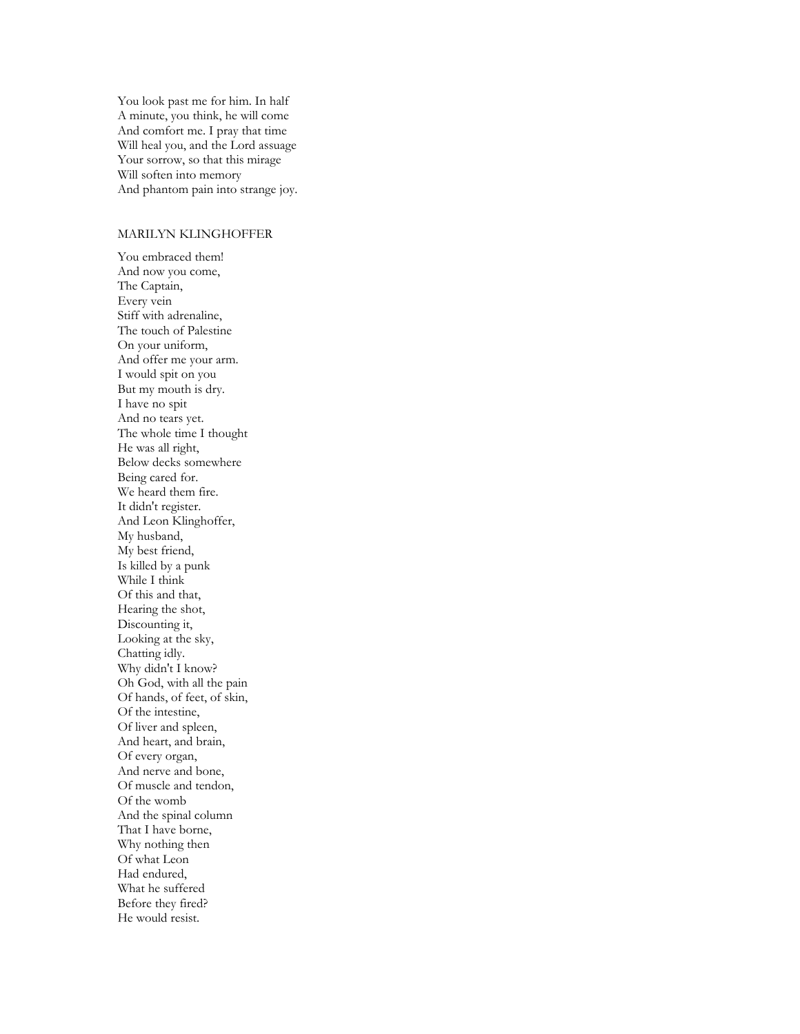You look past me for him. In half  
A minute, you think, he will come  
And comfort me. I pray that time  
Will heal you, and the Lord assuage  
Your sorrow, so that this mirage  
Will soften into memory  
And phantom pain into strange joy.

MARILYN KLINGHOFFER

You embraced them!  
And now you come,  
The Captain,  
Every vein  
Stiff with adrenaline,  
The touch of Palestine  
On your uniform,  
And offer me your arm.  
I would spit on you  
But my mouth is dry.  
I have no spit  
And no tears yet.  
The whole time I thought  
He was all right,  
Below decks somewhere  
Being cared for.  
We heard them fire.  
It didn't register.  
And Leon Klinghoffer,  
My husband,  
My best friend,  
Is killed by a punk  
While I think  
Of this and that,  
Hearing the shot,  
Discounting it,  
Looking at the sky,  
Chatting idly.  
Why didn't I know?  
Oh God, with all the pain  
Of hands, of feet, of skin,  
Of the intestine,  
Of liver and spleen,  
And heart, and brain,  
Of every organ,  
And nerve and bone,  
Of muscle and tendon,  
Of the womb  
And the spinal column  
That I have borne,  
Why nothing then  
Of what Leon  
Had endured,  
What he suffered  
Before they fired?  
He would resist.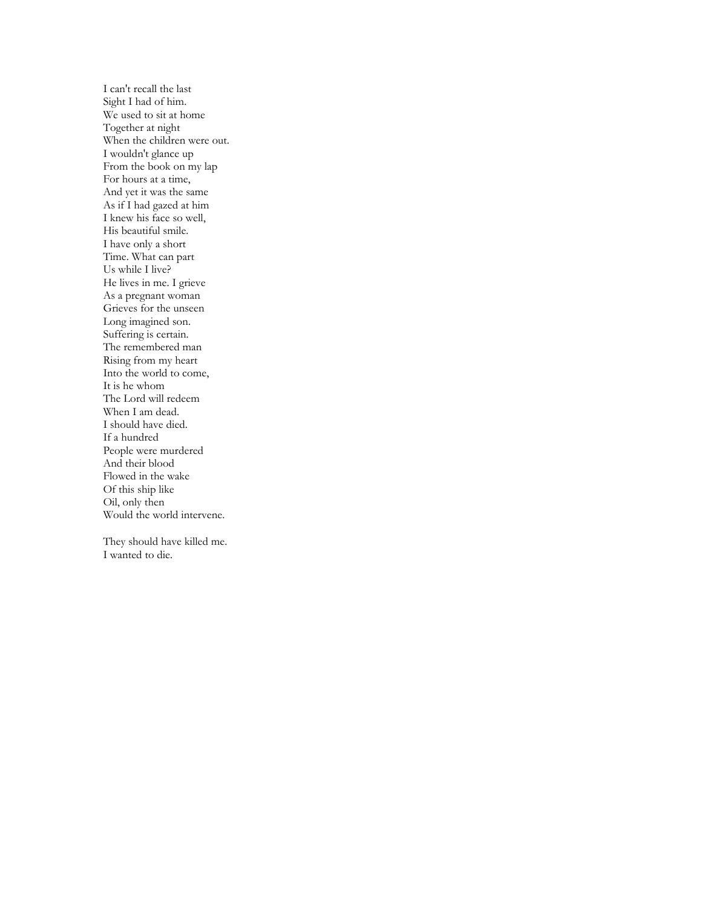I can't recall the last  
Sight I had of him.  
We used to sit at home  
Together at night  
When the children were out.  
I wouldn't glance up  
From the book on my lap  
For hours at a time,  
And yet it was the same  
As if I had gazed at him  
I knew his face so well,  
His beautiful smile.  
I have only a short  
Time. What can part  
Us while I live?  
He lives in me. I grieve  
As a pregnant woman  
Grieves for the unseen  
Long imagined son.  
Suffering is certain.  
The remembered man  
Rising from my heart  
Into the world to come,  
It is he whom  
The Lord will redeem  
When I am dead.  
I should have died.  
If a hundred  
People were murdered  
And their blood  
Flowed in the wake  
Of this ship like  
Oil, only then  
Would the world intervene.

They should have killed me.  
I wanted to die.